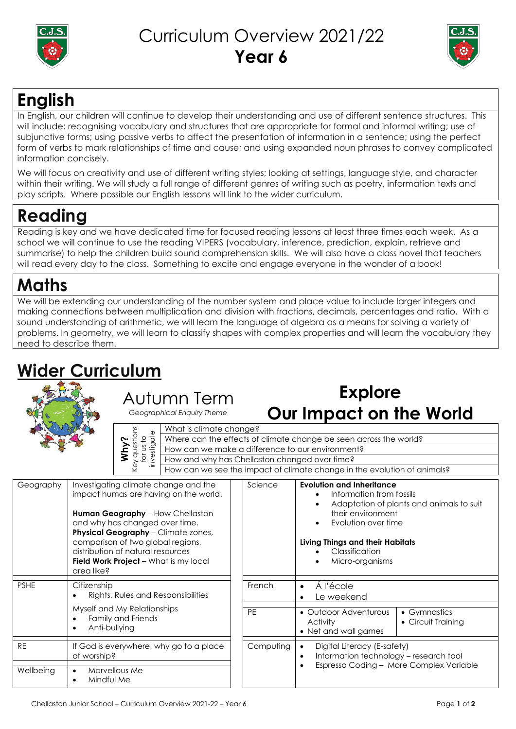# Curriculum Overview 2021/22
# Year 6

## English

In English, our children will continue to develop their understanding and use of different sentence structures. This will include: recognising vocabulary and structures that are appropriate for formal and informal writing; use of subjunctive forms; using passive verbs to affect the presentation of information in a sentence; using the perfect form of verbs to mark relationships of time and cause; and using expanded noun phrases to convey complicated information concisely.

We will focus on creativity and use of different writing styles; looking at settings, language style, and character within their writing. We will study a full range of different genres of writing such as poetry, information texts and play scripts. Where possible our English lessons will link to the wider curriculum.

## Reading

Reading is key and we have dedicated time for focused reading lessons at least three times each week. As a school we will continue to use the reading VIPERS (vocabulary, inference, prediction, explain, retrieve and summarise) to help the children build sound comprehension skills. We will also have a class novel that teachers will read every day to the class. Something to excite and engage everyone in the wonder of a book!

## Maths

We will be extending our understanding of the number system and place value to include larger integers and making connections between multiplication and division with fractions, decimals, percentages and ratio. With a sound understanding of arithmetic, we will learn the language of algebra as a means for solving a variety of problems. In geometry, we will learn to classify shapes with complex properties and will learn the vocabulary they need to describe them.

## Wider Curriculum

### Autumn Term

*Geographical Enquiry Theme*

### Explore Our Impact on the World

| **Why?** Key questions for us to investigate |
|---|
| What is climate change? |
| Where can the effects of climate change be seen across the world? |
| How can we make a difference to our environment? |
| How and why has Chellaston changed over time? |
| How can we see the impact of climate change in the evolution of animals? |

| Subject | Content |
|---|---|
| Geography | Investigating climate change and the impact humas are having on the world.<br><br>**Human Geography** – How Chellaston and why has changed over time.<br>**Physical Geography** – Climate zones, comparison of two global regions, distribution of natural resources<br>**Field Work Project** – What is my local area like? |
| PSHE | Citizenship<br>• Rights, Rules and Responsibilities<br><br>Myself and My Relationships<br>• Family and Friends<br>• Anti-bullying |
| RE | If God is everywhere, why go to a place of worship? |
| Wellbeing | • Marvellous Me<br>• Mindful Me |

| Subject | Content |
|---|---|
| Science | **Evolution and Inheritance**<br>• Information from fossils<br>• Adaptation of plants and animals to suit their environment<br>• Evolution over time<br><br>**Living Things and their Habitats**<br>• Classification<br>• Micro-organisms |
| French | • Á l'école<br>• Le weekend |
| PE | • Outdoor Adventurous Activity<br>• Net and wall games<br>• Gymnastics<br>• Circuit Training |
| Computing | • Digital Literacy (E-safety)<br>• Information technology – research tool<br>• Espresso Coding – More Complex Variable |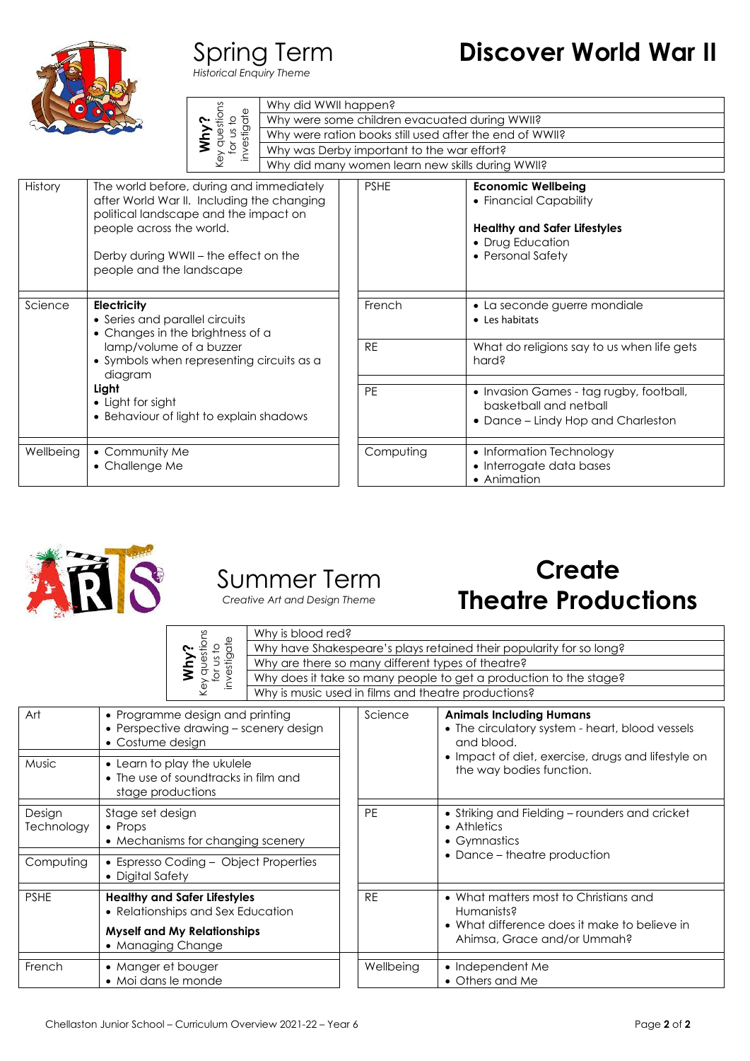# Spring Term

*Historical Enquiry Theme*

# Discover World War II

| **Why?** Key questions for us to investigate |
|---|
| Why did WWII happen? |
| Why were some children evacuated during WWII? |
| Why were ration books still used after the end of WWII? |
| Why was Derby important to the war effort? |
| Why did many women learn new skills during WWII? |

| | |
|---|---|
| History | The world before, during and immediately after World War II. Including the changing political landscape and the impact on people across the world.<br><br>Derby during WWII – the effect on the people and the landscape |
| Science | **Electricity**<br>• Series and parallel circuits<br>• Changes in the brightness of a lamp/volume of a buzzer<br>• Symbols when representing circuits as a diagram<br>**Light**<br>• Light for sight<br>• Behaviour of light to explain shadows |
| Wellbeing | • Community Me<br>• Challenge Me |
| PSHE | **Economic Wellbeing**<br>• Financial Capability<br><br>**Healthy and Safer Lifestyles**<br>• Drug Education<br>• Personal Safety |
| French | • La seconde guerre mondiale<br>• Les habitats |
| RE | What do religions say to us when life gets hard? |
| PE | • Invasion Games - tag rugby, football, basketball and netball<br>• Dance – Lindy Hop and Charleston |
| Computing | • Information Technology<br>• Interrogate data bases<br>• Animation |

# Summer Term

*Creative Art and Design Theme*

# Create Theatre Productions

| **Why?** Key questions for us to investigate |
|---|
| Why is blood red? |
| Why have Shakespeare's plays retained their popularity for so long? |
| Why are there so many different types of theatre? |
| Why does it take so many people to get a production to the stage? |
| Why is music used in films and theatre productions? |

| | |
|---|---|
| Art | • Programme design and printing<br>• Perspective drawing – scenery design<br>• Costume design |
| Music | • Learn to play the ukulele<br>• The use of soundtracks in film and stage productions |
| Design Technology | Stage set design<br>• Props<br>• Mechanisms for changing scenery |
| Computing | • Espresso Coding – Object Properties<br>• Digital Safety |
| PSHE | **Healthy and Safer Lifestyles**<br>• Relationships and Sex Education<br>**Myself and My Relationships**<br>• Managing Change |
| French | • Manger et bouger<br>• Moi dans le monde |
| Science | **Animals Including Humans**<br>• The circulatory system - heart, blood vessels and blood.<br>• Impact of diet, exercise, drugs and lifestyle on the way bodies function. |
| PE | • Striking and Fielding – rounders and cricket<br>• Athletics<br>• Gymnastics<br>• Dance – theatre production |
| RE | • What matters most to Christians and Humanists?<br>• What difference does it make to believe in Ahimsa, Grace and/or Ummah? |
| Wellbeing | • Independent Me<br>• Others and Me |